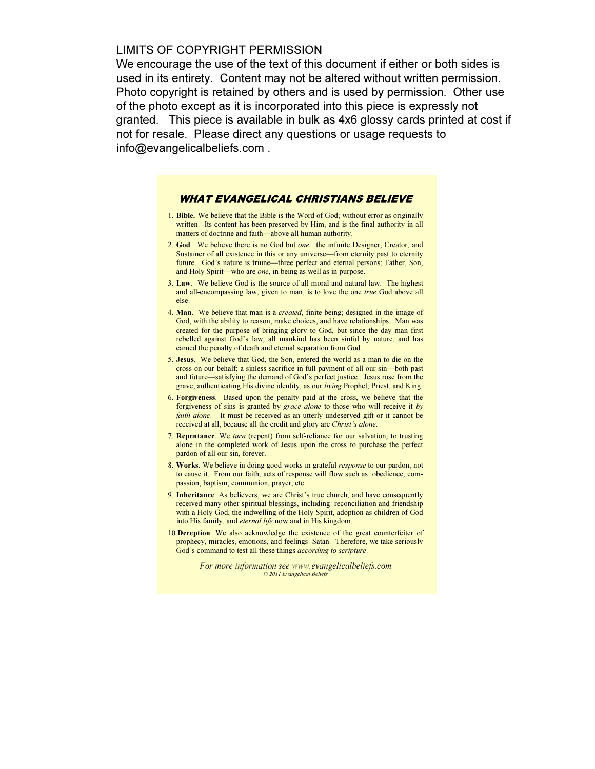LIMITS OF COPYRIGHT PERMISSION

We encourage the use of the text of this document if either or both sides is used in its entirety. Content may not be altered without written permission. Photo copyright is retained by others and is used by permission. Other use of the photo except as it is incorporated into this piece is expressly not granted. This piece is available in bulk as 4x6 glossy cards printed at cost if not for resale. Please direct any questions or usage requests to info@evangelicalbeliefs.com .

## *WHAT EVANGELICAL CHRISTIANS BELIEVE*

1. **Bible.** We believe that the Bible is the Word of God; without error as originally written. Its content has been preserved by Him, and is the final authority in all matters of doctrine and faith—above all human authority.
2. **God**. We believe there is no God but *one*: the infinite Designer, Creator, and Sustainer of all existence in this or any universe—from eternity past to eternity future. God's nature is triune—three perfect and eternal persons; Father, Son, and Holy Spirit—who are *one*, in being as well as in purpose.
3. **Law**. We believe God is the source of all moral and natural law. The highest and all-encompassing law, given to man, is to love the one *true* God above all else.
4. **Man**. We believe that man is a *created*, finite being; designed in the image of God, with the ability to reason, make choices, and have relationships. Man was created for the purpose of bringing glory to God, but since the day man first rebelled against God's law, all mankind has been sinful by nature, and has earned the penalty of death and eternal separation from God.
5. **Jesus**. We believe that God, the Son, entered the world as a man to die on the cross on our behalf; a sinless sacrifice in full payment of all our sin—both past and future—satisfying the demand of God's perfect justice. Jesus rose from the grave; authenticating His divine identity, as our *living* Prophet, Priest, and King.
6. **Forgiveness**. Based upon the penalty paid at the cross, we believe that the forgiveness of sins is granted by *grace alone* to those who will receive it *by faith alone*. It must be received as an utterly undeserved gift or it cannot be received at all; because all the credit and glory are *Christ's alone*.
7. **Repentance**. We *turn* (repent) from self-reliance for our salvation, to trusting alone in the completed work of Jesus upon the cross to purchase the perfect pardon of all our sin, forever.
8. **Works**. We believe in doing good works in grateful *response* to our pardon, not to cause it. From our faith, acts of response will flow such as: obedience, compassion, baptism, communion, prayer, etc.
9. **Inheritance**. As believers, we are Christ's true church, and have consequently received many other spiritual blessings, including: reconciliation and friendship with a Holy God, the indwelling of the Holy Spirit, adoption as children of God into His family, and *eternal life* now and in His kingdom.
10. **Deception**. We also acknowledge the existence of the great counterfeiter of prophecy, miracles, emotions, and feelings: Satan. Therefore, we take seriously God's command to test all these things *according to scripture*.

*For more information see www.evangelicalbeliefs.com*

*© 2011 Evangelical Beliefs*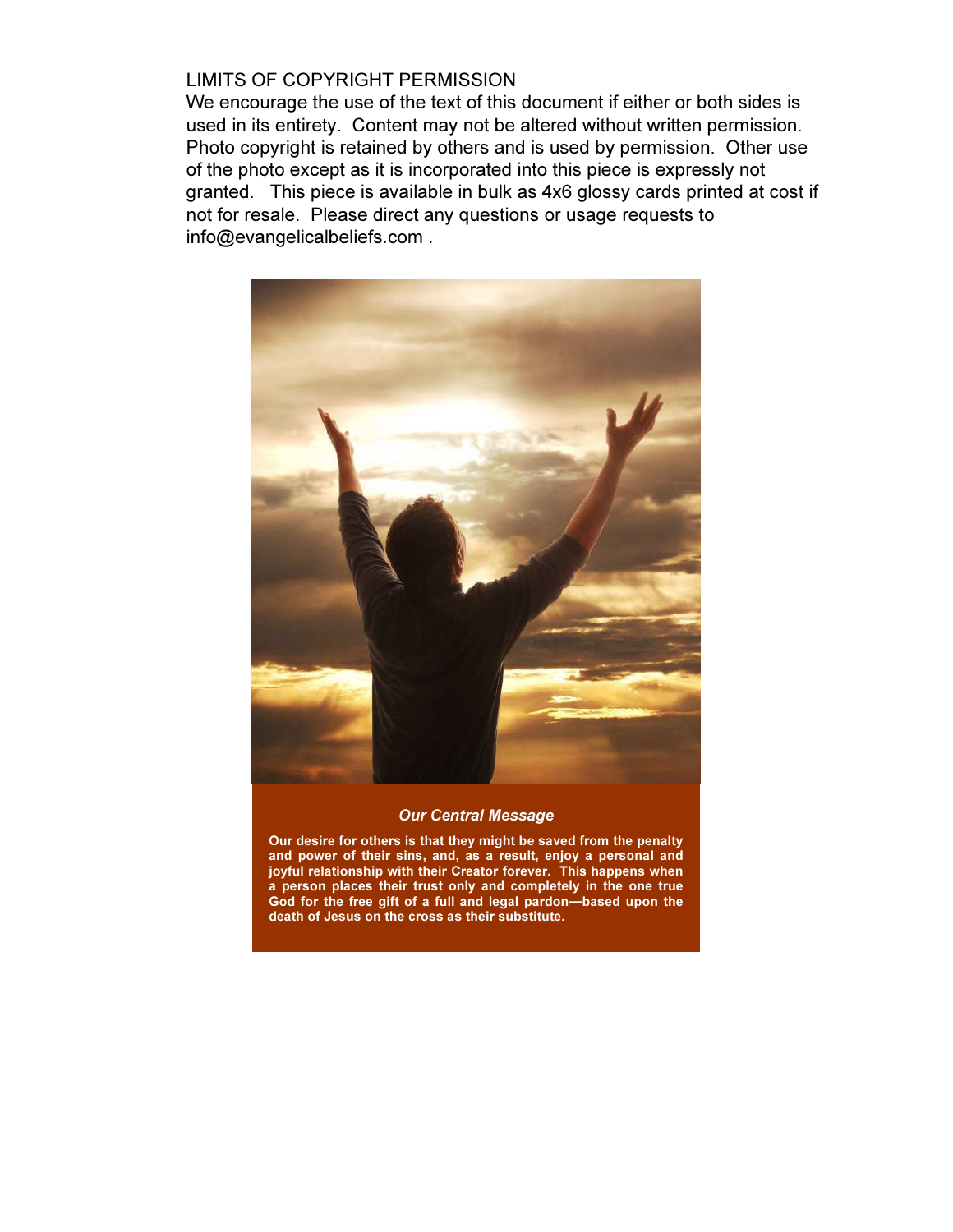LIMITS OF COPYRIGHT PERMISSION

We encourage the use of the text of this document if either or both sides is used in its entirety. Content may not be altered without written permission. Photo copyright is retained by others and is used by permission. Other use of the photo except as it is incorporated into this piece is expressly not granted. This piece is available in bulk as 4x6 glossy cards printed at cost if not for resale. Please direct any questions or usage requests to info@evangelicalbeliefs.com .

***Our Central Message***

**Our desire for others is that they might be saved from the penalty and power of their sins, and, as a result, enjoy a personal and joyful relationship with their Creator forever. This happens when a person places their trust only and completely in the one true God for the free gift of a full and legal pardon—based upon the death of Jesus on the cross as their substitute.**